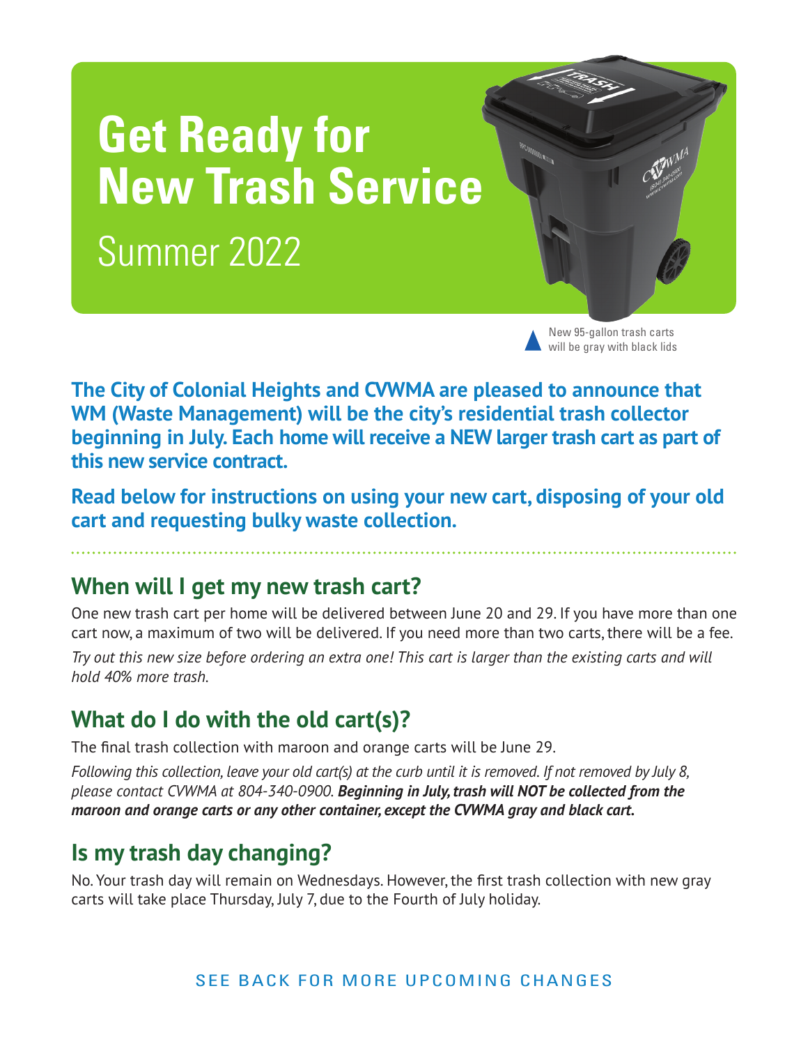# Get Ready for New Trash Service

Summer 2022

New 95-gallon trash carts will be gray with black lids

**The City of Colonial Heights and CVWMA are pleased to announce that WM (Waste Management) will be the city's residential trash collector beginning in July. Each home will receive a NEW larger trash cart as part of this new service contract.**

**Read below for instructions on using your new cart, disposing of your old cart and requesting bulky waste collection.**

## When will I get my new trash cart?

One new trash cart per home will be delivered between June 20 and 29. If you have more than one cart now, a maximum of two will be delivered. If you need more than two carts, there will be a fee.

*Try out this new size before ordering an extra one! This cart is larger than the existing carts and will hold 40% more trash.*

## What do I do with the old cart(s)?

The final trash collection with maroon and orange carts will be June 29.

*Following this collection, leave your old cart(s) at the curb until it is removed. If not removed by July 8, please contact CVWMA at 804-340-0900.* ***Beginning in July, trash will NOT be collected from the maroon and orange carts or any other container, except the CVWMA gray and black cart.***

## Is my trash day changing?

No. Your trash day will remain on Wednesdays. However, the first trash collection with new gray carts will take place Thursday, July 7, due to the Fourth of July holiday.

SEE BACK FOR MORE UPCOMING CHANGES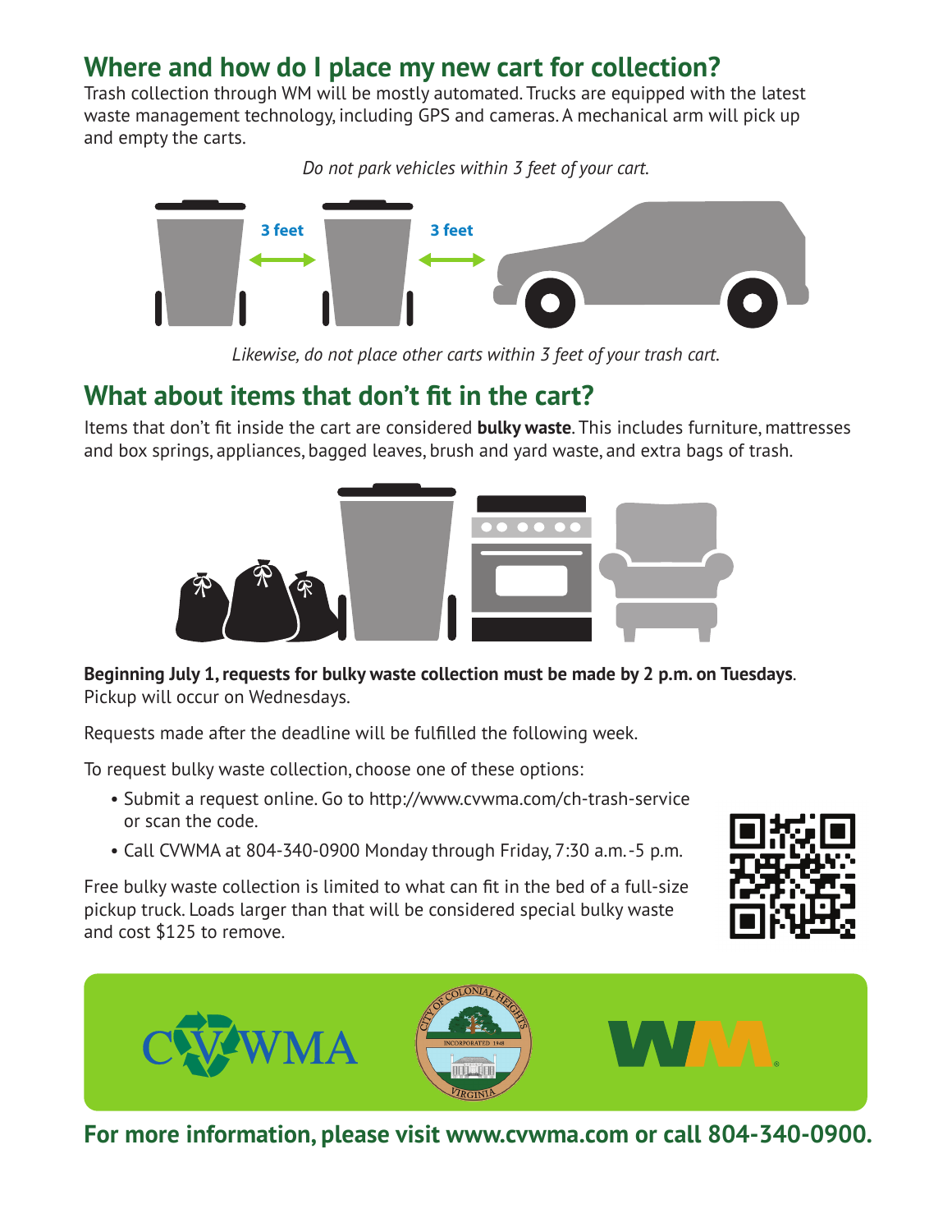## Where and how do I place my new cart for collection?

Trash collection through WM will be mostly automated. Trucks are equipped with the latest waste management technology, including GPS and cameras. A mechanical arm will pick up and empty the carts.

*Do not park vehicles within 3 feet of your cart.*

3 feet

3 feet

*Likewise, do not place other carts within 3 feet of your trash cart.*

## What about items that don't fit in the cart?

Items that don't fit inside the cart are considered **bulky waste**. This includes furniture, mattresses and box springs, appliances, bagged leaves, brush and yard waste, and extra bags of trash.

**Beginning July 1, requests for bulky waste collection must be made by 2 p.m. on Tuesdays**. Pickup will occur on Wednesdays.

Requests made after the deadline will be fulfilled the following week.

To request bulky waste collection, choose one of these options:

- Submit a request online. Go to http://www.cvwma.com/ch-trash-service or scan the code.
- Call CVWMA at 804-340-0900 Monday through Friday, 7:30 a.m.-5 p.m.

Free bulky waste collection is limited to what can fit in the bed of a full-size pickup truck. Loads larger than that will be considered special bulky waste and cost $125 to remove.

CVWMA

CITY OF COLONIAL HEIGHTS INCORPORATED 1948 VIRGINIA

WM

**For more information, please visit www.cvwma.com or call 804-340-0900.**